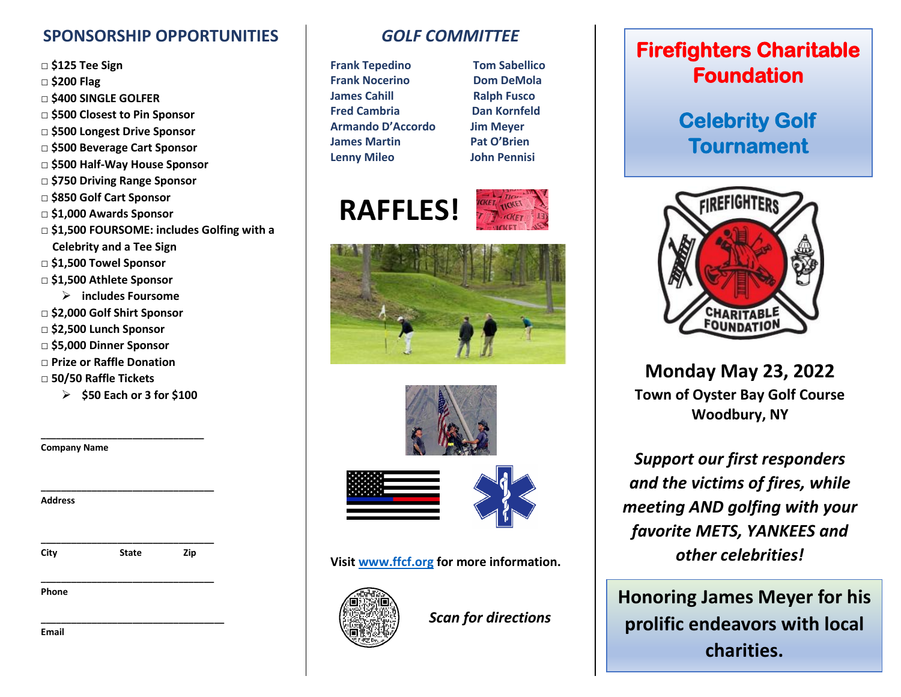## SPONSORSHIP OPPORTUNITIES

- □ $125 Tee Sign
- □ $200 Flag
- □ $400 SINGLE GOLFER
- □ $500 Closest to Pin Sponsor
- □ $500 Longest Drive Sponsor
- □ $500 Beverage Cart Sponsor
- □ $500 Half-Way House Sponsor
- □ $750 Driving Range Sponsor
- □ $850 Golf Cart Sponsor
- □ $1,000 Awards Sponsor
- □ $1,500 FOURSOME: includes Golfing with a Celebrity and a Tee Sign
- □ $1,500 Towel Sponsor
- □ $1,500 Athlete Sponsor
  - ➢ includes Foursome
- □ $2,000 Golf Shirt Sponsor
- □ $2,500 Lunch Sponsor
- □ $5,000 Dinner Sponsor
- □ Prize or Raffle Donation
- □ 50/50 Raffle Tickets
  - ➢ $50 Each or 3 for $100

______________________________
**Company Name**

______________________________
**Address**

______________________________
**City** **State** **Zip**

______________________________
**Phone**

______________________________
**Email**

## *GOLF COMMITTEE*

| | |
|---|---|
| Frank Tepedino | Tom Sabellico |
| Frank Nocerino | Dom DeMola |
| James Cahill | Ralph Fusco |
| Fred Cambria | Dan Kornfeld |
| Armando D'Accordo | Jim Meyer |
| James Martin | Pat O'Brien |
| Lenny Mileo | John Pennisi |

# RAFFLES!

**Visit www.ffcf.org for more information.**

***Scan for directions***

# Firefighters Charitable Foundation

# Celebrity Golf Tournament

## Monday May 23, 2022

**Town of Oyster Bay Golf Course**
**Woodbury, NY**

***Support our first responders and the victims of fires, while meeting AND golfing with your favorite METS, YANKEES and other celebrities!***

**Honoring James Meyer for his prolific endeavors with local charities.**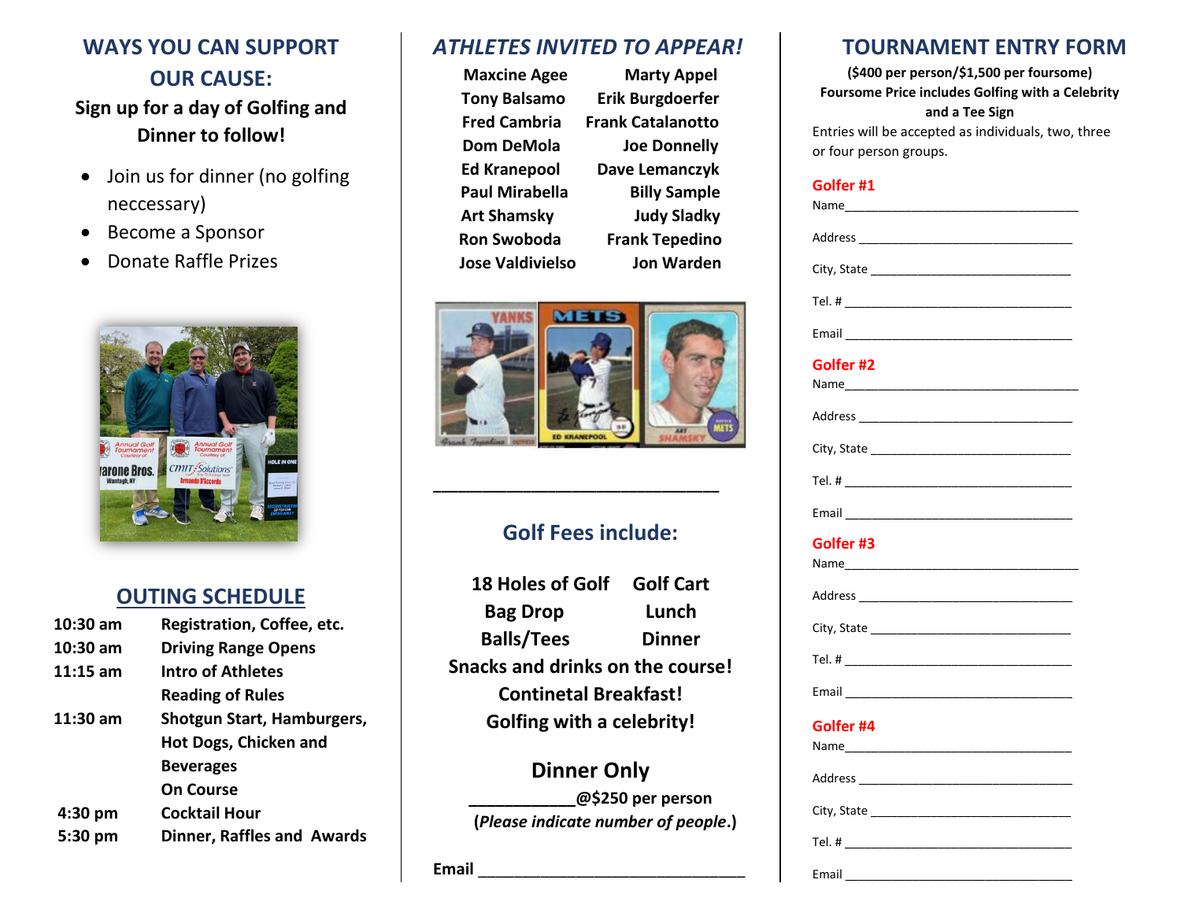## WAYS YOU CAN SUPPORT OUR CAUSE:

**Sign up for a day of Golfing and Dinner to follow!**

- Join us for dinner (no golfing neccessary)
- Become a Sponsor
- Donate Raffle Prizes

## OUTING SCHEDULE

| | |
|---|---|
| **10:30 am** | **Registration, Coffee, etc.** |
| **10:30 am** | **Driving Range Opens** |
| **11:15 am** | **Intro of Athletes** |
| | **Reading of Rules** |
| **11:30 am** | **Shotgun Start, Hamburgers, Hot Dogs, Chicken and Beverages On Course** |
| **4:30 pm** | **Cocktail Hour** |
| **5:30 pm** | **Dinner, Raffles and Awards** |

## *ATHLETES INVITED TO APPEAR!*

| | |
|---|---|
| **Maxcine Agee** | **Marty Appel** |
| **Tony Balsamo** | **Erik Burgdoerfer** |
| **Fred Cambria** | **Frank Catalanotto** |
| **Dom DeMola** | **Joe Donnelly** |
| **Ed Kranepool** | **Dave Lemanczyk** |
| **Paul Mirabella** | **Billy Sample** |
| **Art Shamsky** | **Judy Sladky** |
| **Ron Swoboda** | **Frank Tepedino** |
| **Jose Valdivielso** | **Jon Warden** |

## Golf Fees include:

| | |
|---|---|
| **18 Holes of Golf** | **Golf Cart** |
| **Bag Drop** | **Lunch** |
| **Balls/Tees** | **Dinner** |

**Snacks and drinks on the course!**

**Continetal Breakfast!**

**Golfing with a celebrity!**

### Dinner Only

**___________@$250 per person**

**(*Please indicate number of people*.)**

**Email** ______________________________

## TOURNAMENT ENTRY FORM

**($400 per person/$1,500 per foursome)**
**Foursome Price includes Golfing with a Celebrity and a Tee Sign**

Entries will be accepted as individuals, two, three or four person groups.

**Golfer #1**

Name______________________________

Address ______________________________

City, State ______________________________

Tel. # ______________________________

Email ______________________________

**Golfer #2**

Name______________________________

Address ______________________________

City, State ______________________________

Tel. # ______________________________

Email ______________________________

**Golfer #3**

Name______________________________

Address ______________________________

City, State ______________________________

Tel. # ______________________________

Email ______________________________

**Golfer #4**

Name______________________________

Address ______________________________

City, State ______________________________

Tel. # ______________________________

Email ______________________________